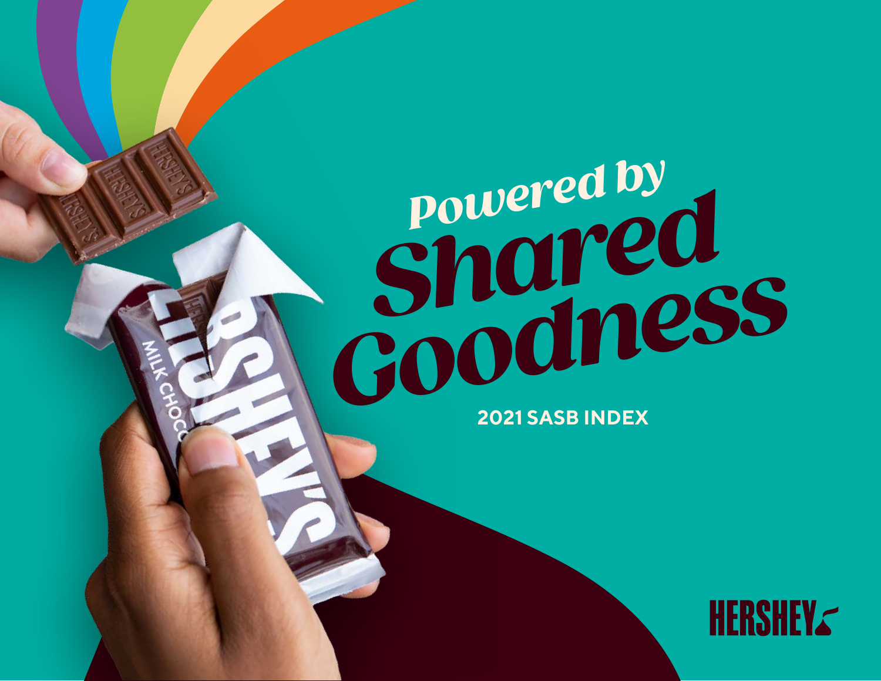# Powered by Shared Goodness

**2021 SASB INDEX**

HERSHEY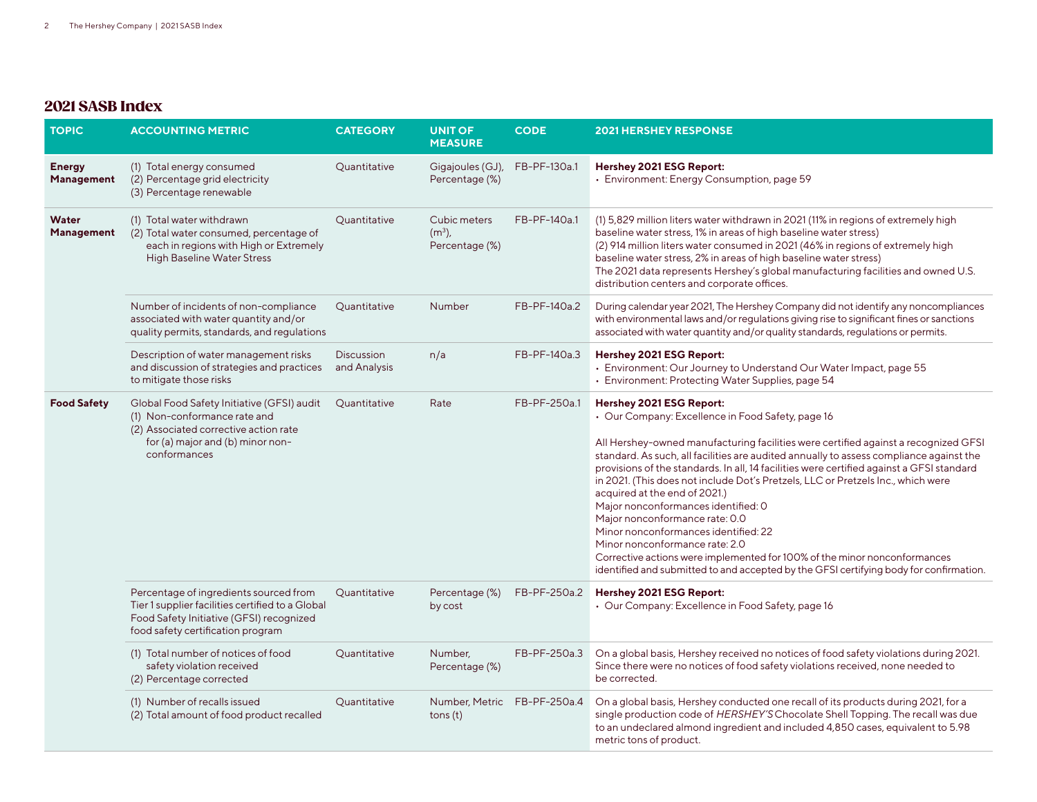## 2021 SASB Index

| TOPIC | ACCOUNTING METRIC | CATEGORY | UNIT OF MEASURE | CODE | 2021 HERSHEY RESPONSE |
|---|---|---|---|---|---|
| **Energy Management** | (1) Total energy consumed<br>(2) Percentage grid electricity<br>(3) Percentage renewable | Quantitative | Gigajoules (GJ), Percentage (%) | FB-PF-130a.1 | **Hershey 2021 ESG Report:**<br>• Environment: Energy Consumption, page 59 |
| **Water Management** | (1) Total water withdrawn<br>(2) Total water consumed, percentage of each in regions with High or Extremely High Baseline Water Stress | Quantitative | Cubic meters ($m^3$), Percentage (%) | FB-PF-140a.1 | (1) 5,829 million liters water withdrawn in 2021 (11% in regions of extremely high baseline water stress, 1% in areas of high baseline water stress)<br>(2) 914 million liters water consumed in 2021 (46% in regions of extremely high baseline water stress, 2% in areas of high baseline water stress)<br>The 2021 data represents Hershey's global manufacturing facilities and owned U.S. distribution centers and corporate offices. |
| | Number of incidents of non-compliance associated with water quantity and/or quality permits, standards, and regulations | Quantitative | Number | FB-PF-140a.2 | During calendar year 2021, The Hershey Company did not identify any noncompliances with environmental laws and/or regulations giving rise to significant fines or sanctions associated with water quantity and/or quality standards, regulations or permits. |
| | Description of water management risks and discussion of strategies and practices to mitigate those risks | Discussion and Analysis | n/a | FB-PF-140a.3 | **Hershey 2021 ESG Report:**<br>• Environment: Our Journey to Understand Our Water Impact, page 55<br>• Environment: Protecting Water Supplies, page 54 |
| **Food Safety** | Global Food Safety Initiative (GFSI) audit<br>(1) Non-conformance rate and<br>(2) Associated corrective action rate for (a) major and (b) minor non-conformances | Quantitative | Rate | FB-PF-250a.1 | **Hershey 2021 ESG Report:**<br>• Our Company: Excellence in Food Safety, page 16<br><br>All Hershey-owned manufacturing facilities were certified against a recognized GFSI standard. As such, all facilities are audited annually to assess compliance against the provisions of the standards. In all, 14 facilities were certified against a GFSI standard in 2021. (This does not include Dot's Pretzels, LLC or Pretzels Inc., which were acquired at the end of 2021.)<br>Major nonconformances identified: 0<br>Major nonconformance rate: 0.0<br>Minor nonconformances identified: 22<br>Minor nonconformance rate: 2.0<br>Corrective actions were implemented for 100% of the minor nonconformances identified and submitted to and accepted by the GFSI certifying body for confirmation. |
| | Percentage of ingredients sourced from Tier 1 supplier facilities certified to a Global Food Safety Initiative (GFSI) recognized food safety certification program | Quantitative | Percentage (%) by cost | FB-PF-250a.2 | **Hershey 2021 ESG Report:**<br>• Our Company: Excellence in Food Safety, page 16 |
| | (1) Total number of notices of food safety violation received<br>(2) Percentage corrected | Quantitative | Number, Percentage (%) | FB-PF-250a.3 | On a global basis, Hershey received no notices of food safety violations during 2021. Since there were no notices of food safety violations received, none needed to be corrected. |
| | (1) Number of recalls issued<br>(2) Total amount of food product recalled | Quantitative | Number, Metric tons (t) | FB-PF-250a.4 | On a global basis, Hershey conducted one recall of its products during 2021, for a single production code of *HERSHEY'S* Chocolate Shell Topping. The recall was due to an undeclared almond ingredient and included 4,850 cases, equivalent to 5.98 metric tons of product. |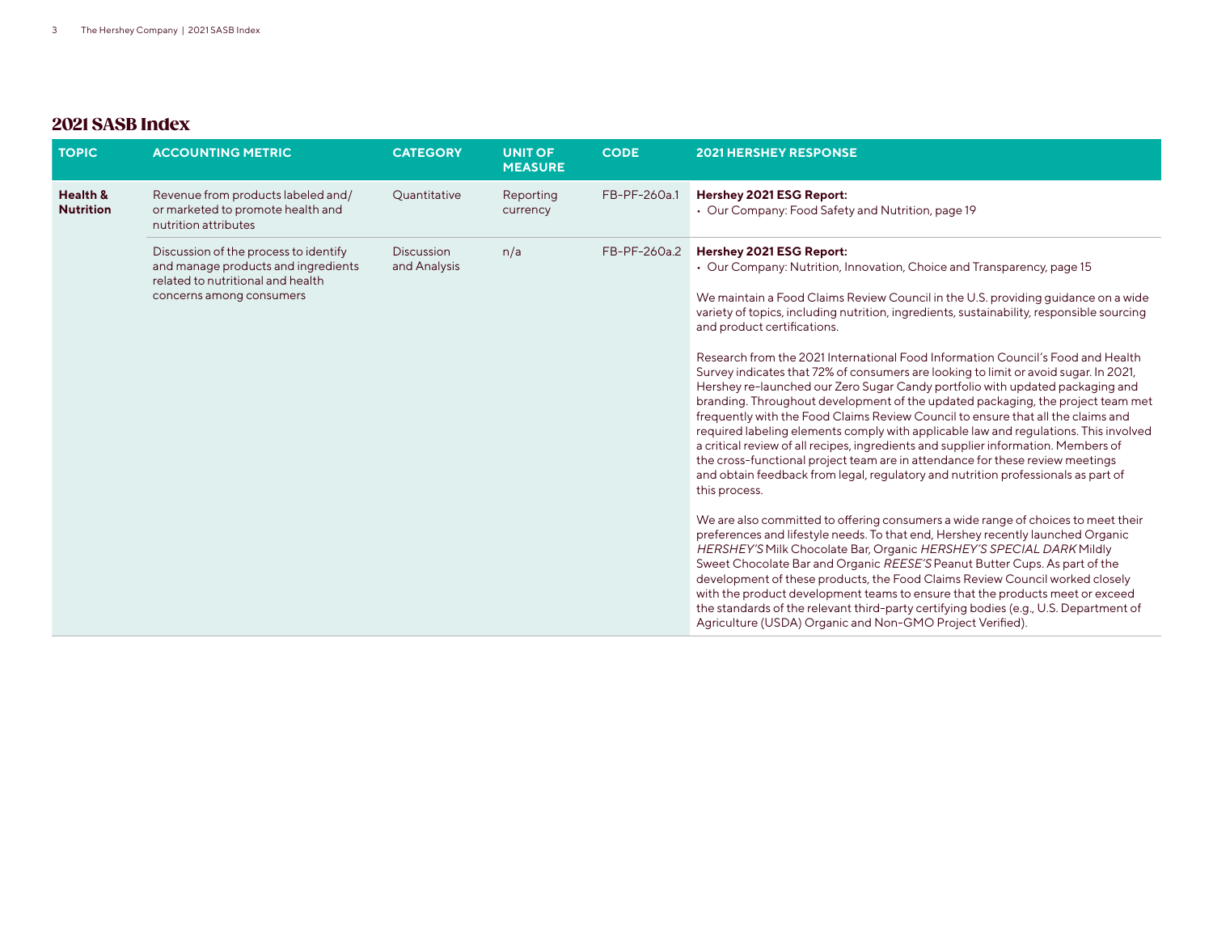## 2021 SASB Index

| TOPIC | ACCOUNTING METRIC | CATEGORY | UNIT OF MEASURE | CODE | 2021 HERSHEY RESPONSE |
|---|---|---|---|---|---|
| **Health & Nutrition** | Revenue from products labeled and/ or marketed to promote health and nutrition attributes | Quantitative | Reporting currency | FB-PF-260a.1 | **Hershey 2021 ESG Report:**<br>• Our Company: Food Safety and Nutrition, page 19 |
| | Discussion of the process to identify and manage products and ingredients related to nutritional and health concerns among consumers | Discussion and Analysis | n/a | FB-PF-260a.2 | **Hershey 2021 ESG Report:**<br>• Our Company: Nutrition, Innovation, Choice and Transparency, page 15<br><br>We maintain a Food Claims Review Council in the U.S. providing guidance on a wide variety of topics, including nutrition, ingredients, sustainability, responsible sourcing and product certifications.<br><br>Research from the 2021 International Food Information Council's Food and Health Survey indicates that 72% of consumers are looking to limit or avoid sugar. In 2021, Hershey re-launched our Zero Sugar Candy portfolio with updated packaging and branding. Throughout development of the updated packaging, the project team met frequently with the Food Claims Review Council to ensure that all the claims and required labeling elements comply with applicable law and regulations. This involved a critical review of all recipes, ingredients and supplier information. Members of the cross-functional project team are in attendance for these review meetings and obtain feedback from legal, regulatory and nutrition professionals as part of this process.<br><br>We are also committed to offering consumers a wide range of choices to meet their preferences and lifestyle needs. To that end, Hershey recently launched Organic *HERSHEY'S* Milk Chocolate Bar, Organic *HERSHEY'S SPECIAL DARK* Mildly Sweet Chocolate Bar and Organic *REESE'S* Peanut Butter Cups. As part of the development of these products, the Food Claims Review Council worked closely with the product development teams to ensure that the products meet or exceed the standards of the relevant third-party certifying bodies (e.g., U.S. Department of Agriculture (USDA) Organic and Non-GMO Project Verified). |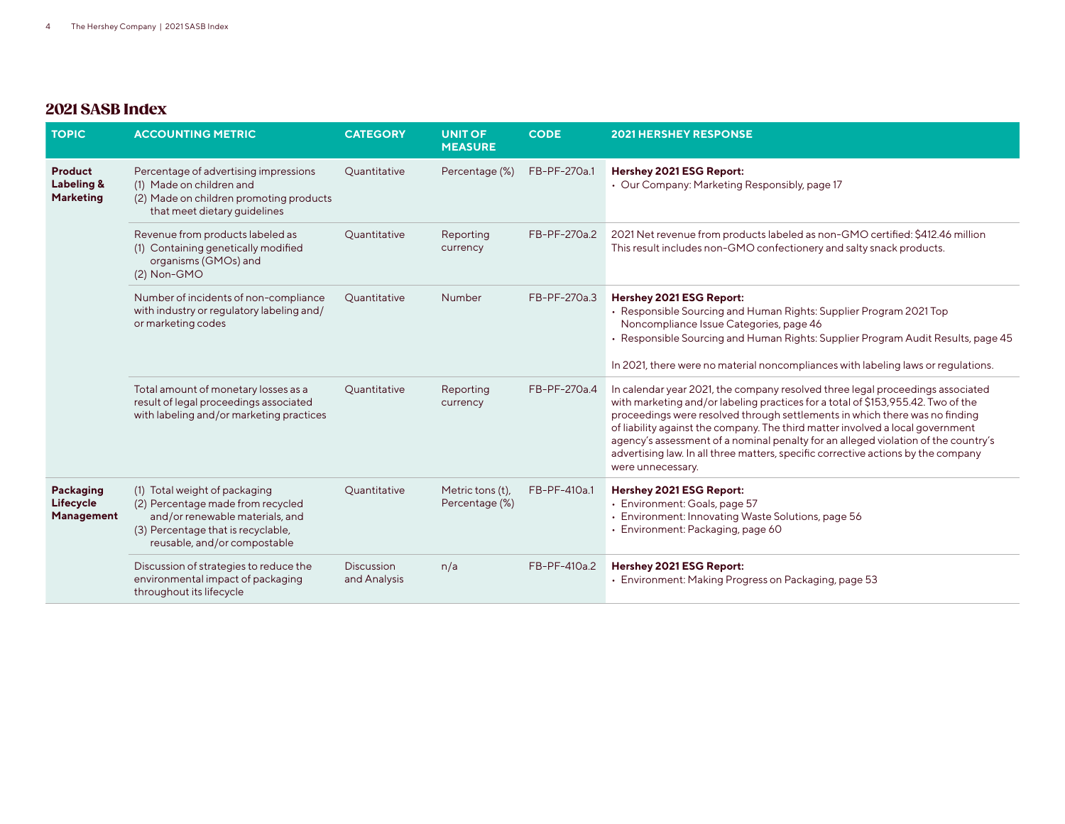## 2021 SASB Index

| TOPIC | ACCOUNTING METRIC | CATEGORY | UNIT OF MEASURE | CODE | 2021 HERSHEY RESPONSE |
|---|---|---|---|---|---|
| **Product Labeling & Marketing** | Percentage of advertising impressions (1) Made on children and (2) Made on children promoting products that meet dietary guidelines | Quantitative | Percentage (%) | FB-PF-270a.1 | **Hershey 2021 ESG Report:** • Our Company: Marketing Responsibly, page 17 |
| | Revenue from products labeled as (1) Containing genetically modified organisms (GMOs) and (2) Non-GMO | Quantitative | Reporting currency | FB-PF-270a.2 | 2021 Net revenue from products labeled as non-GMO certified: $412.46 million This result includes non-GMO confectionery and salty snack products. |
| | Number of incidents of non-compliance with industry or regulatory labeling and/or marketing codes | Quantitative | Number | FB-PF-270a.3 | **Hershey 2021 ESG Report:** • Responsible Sourcing and Human Rights: Supplier Program 2021 Top Noncompliance Issue Categories, page 46 • Responsible Sourcing and Human Rights: Supplier Program Audit Results, page 45<br><br>In 2021, there were no material noncompliances with labeling laws or regulations. |
| | Total amount of monetary losses as a result of legal proceedings associated with labeling and/or marketing practices | Quantitative | Reporting currency | FB-PF-270a.4 | In calendar year 2021, the company resolved three legal proceedings associated with marketing and/or labeling practices for a total of $153,955.42. Two of the proceedings were resolved through settlements in which there was no finding of liability against the company. The third matter involved a local government agency's assessment of a nominal penalty for an alleged violation of the country's advertising law. In all three matters, specific corrective actions by the company were unnecessary. |
| **Packaging Lifecycle Management** | (1) Total weight of packaging (2) Percentage made from recycled and/or renewable materials, and (3) Percentage that is recyclable, reusable, and/or compostable | Quantitative | Metric tons (t), Percentage (%) | FB-PF-410a.1 | **Hershey 2021 ESG Report:** • Environment: Goals, page 57 • Environment: Innovating Waste Solutions, page 56 • Environment: Packaging, page 60 |
| | Discussion of strategies to reduce the environmental impact of packaging throughout its lifecycle | Discussion and Analysis | n/a | FB-PF-410a.2 | **Hershey 2021 ESG Report:** • Environment: Making Progress on Packaging, page 53 |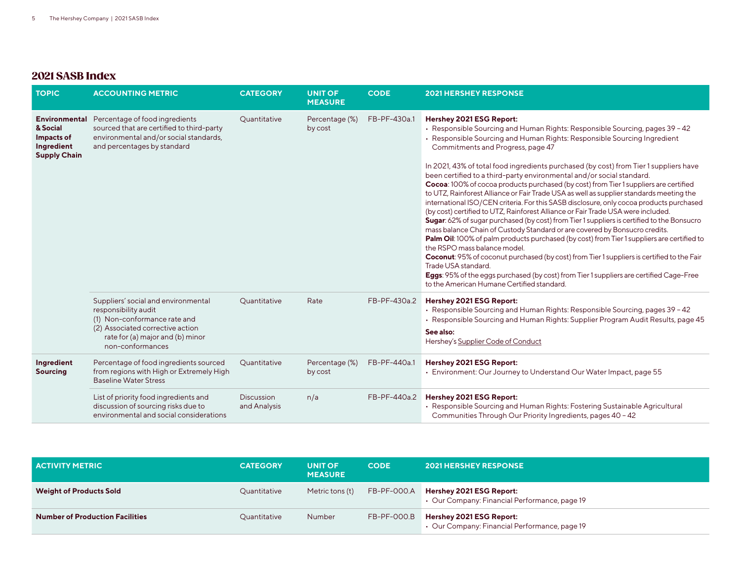## 2021 SASB Index

| TOPIC | ACCOUNTING METRIC | CATEGORY | UNIT OF MEASURE | CODE | 2021 HERSHEY RESPONSE |
|---|---|---|---|---|---|
| **Environmental & Social Impacts of Ingredient Supply Chain** | Percentage of food ingredients sourced that are certified to third-party environmental and/or social standards, and percentages by standard | Quantitative | Percentage (%) by cost | FB-PF-430a.1 | **Hershey 2021 ESG Report:**<br>• Responsible Sourcing and Human Rights: Responsible Sourcing, pages 39 – 42<br>• Responsible Sourcing and Human Rights: Responsible Sourcing Ingredient Commitments and Progress, page 47<br><br>In 2021, 43% of total food ingredients purchased (by cost) from Tier 1 suppliers have been certified to a third-party environmental and/or social standard.<br>**Cocoa**: 100% of cocoa products purchased (by cost) from Tier 1 suppliers are certified to UTZ, Rainforest Alliance or Fair Trade USA as well as supplier standards meeting the international ISO/CEN criteria. For this SASB disclosure, only cocoa products purchased (by cost) certified to UTZ, Rainforest Alliance or Fair Trade USA were included.<br>**Sugar**: 62% of sugar purchased (by cost) from Tier 1 suppliers is certified to the Bonsucro mass balance Chain of Custody Standard or are covered by Bonsucro credits.<br>**Palm Oil**: 100% of palm products purchased (by cost) from Tier 1 suppliers are certified to the RSPO mass balance model.<br>**Coconut**: 95% of coconut purchased (by cost) from Tier 1 suppliers is certified to the Fair Trade USA standard.<br>**Eggs**: 95% of the eggs purchased (by cost) from Tier 1 suppliers are certified Cage-Free to the American Humane Certified standard. |
| | Suppliers' social and environmental responsibility audit<br>(1) Non-conformance rate and<br>(2) Associated corrective action rate for (a) major and (b) minor non-conformances | Quantitative | Rate | FB-PF-430a.2 | **Hershey 2021 ESG Report:**<br>• Responsible Sourcing and Human Rights: Responsible Sourcing, pages 39 – 42<br>• Responsible Sourcing and Human Rights: Supplier Program Audit Results, page 45<br>**See also:**<br>Hershey's Supplier Code of Conduct |
| **Ingredient Sourcing** | Percentage of food ingredients sourced from regions with High or Extremely High Baseline Water Stress | Quantitative | Percentage (%) by cost | FB-PF-440a.1 | **Hershey 2021 ESG Report:**<br>• Environment: Our Journey to Understand Our Water Impact, page 55 |
| | List of priority food ingredients and discussion of sourcing risks due to environmental and social considerations | Discussion and Analysis | n/a | FB-PF-440a.2 | **Hershey 2021 ESG Report:**<br>• Responsible Sourcing and Human Rights: Fostering Sustainable Agricultural Communities Through Our Priority Ingredients, pages 40 – 42 |

| ACTIVITY METRIC | CATEGORY | UNIT OF MEASURE | CODE | 2021 HERSHEY RESPONSE |
|---|---|---|---|---|
| **Weight of Products Sold** | Quantitative | Metric tons (t) | FB-PF-000.A | **Hershey 2021 ESG Report:**<br>• Our Company: Financial Performance, page 19 |
| **Number of Production Facilities** | Quantitative | Number | FB-PF-000.B | **Hershey 2021 ESG Report:**<br>• Our Company: Financial Performance, page 19 |